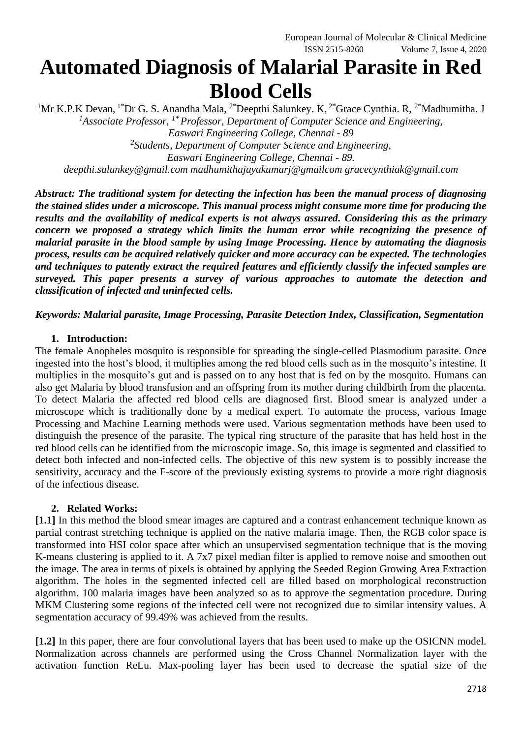# Automated Diagnosis of Malarial Parasite in Red Blood Cells

[1]Mr K.P.K Devan, [1*]Dr G. S. Anandha Mala, [2*]Deepthi Salunkey. K, [2*]Grace Cynthia. R, [2*]Madhumitha. J

*[1]Associate Professor, [1*] Professor, Department of Computer Science and Engineering,*
*Easwari Engineering College, Chennai - 89*
*[2]Students, Department of Computer Science and Engineering,*
*Easwari Engineering College, Chennai - 89.*
*deepthi.salunkey@gmail.com madhumithajayakumarj@gmailcom gracecynthiak@gmail.com*

***Abstract: The traditional system for detecting the infection has been the manual process of diagnosing the stained slides under a microscope. This manual process might consume more time for producing the results and the availability of medical experts is not always assured. Considering this as the primary concern we proposed a strategy which limits the human error while recognizing the presence of malarial parasite in the blood sample by using Image Processing. Hence by automating the diagnosis process, results can be acquired relatively quicker and more accuracy can be expected. The technologies and techniques to patently extract the required features and efficiently classify the infected samples are surveyed. This paper presents a survey of various approaches to automate the detection and classification of infected and uninfected cells.***

***Keywords: Malarial parasite, Image Processing, Parasite Detection Index, Classification, Segmentation***

## 1. Introduction:

The female Anopheles mosquito is responsible for spreading the single-celled Plasmodium parasite. Once ingested into the host's blood, it multiplies among the red blood cells such as in the mosquito's intestine. It multiplies in the mosquito's gut and is passed on to any host that is fed on by the mosquito. Humans can also get Malaria by blood transfusion and an offspring from its mother during childbirth from the placenta. To detect Malaria the affected red blood cells are diagnosed first. Blood smear is analyzed under a microscope which is traditionally done by a medical expert. To automate the process, various Image Processing and Machine Learning methods were used. Various segmentation methods have been used to distinguish the presence of the parasite. The typical ring structure of the parasite that has held host in the red blood cells can be identified from the microscopic image. So, this image is segmented and classified to detect both infected and non-infected cells. The objective of this new system is to possibly increase the sensitivity, accuracy and the F-score of the previously existing systems to provide a more right diagnosis of the infectious disease.

## 2. Related Works:

**[1.1]** In this method the blood smear images are captured and a contrast enhancement technique known as partial contrast stretching technique is applied on the native malaria image. Then, the RGB color space is transformed into HSI color space after which an unsupervised segmentation technique that is the moving K-means clustering is applied to it. A 7x7 pixel median filter is applied to remove noise and smoothen out the image. The area in terms of pixels is obtained by applying the Seeded Region Growing Area Extraction algorithm. The holes in the segmented infected cell are filled based on morphological reconstruction algorithm. 100 malaria images have been analyzed so as to approve the segmentation procedure. During MKM Clustering some regions of the infected cell were not recognized due to similar intensity values. A segmentation accuracy of 99.49% was achieved from the results.

**[1.2]** In this paper, there are four convolutional layers that has been used to make up the OSICNN model. Normalization across channels are performed using the Cross Channel Normalization layer with the activation function ReLu. Max-pooling layer has been used to decrease the spatial size of the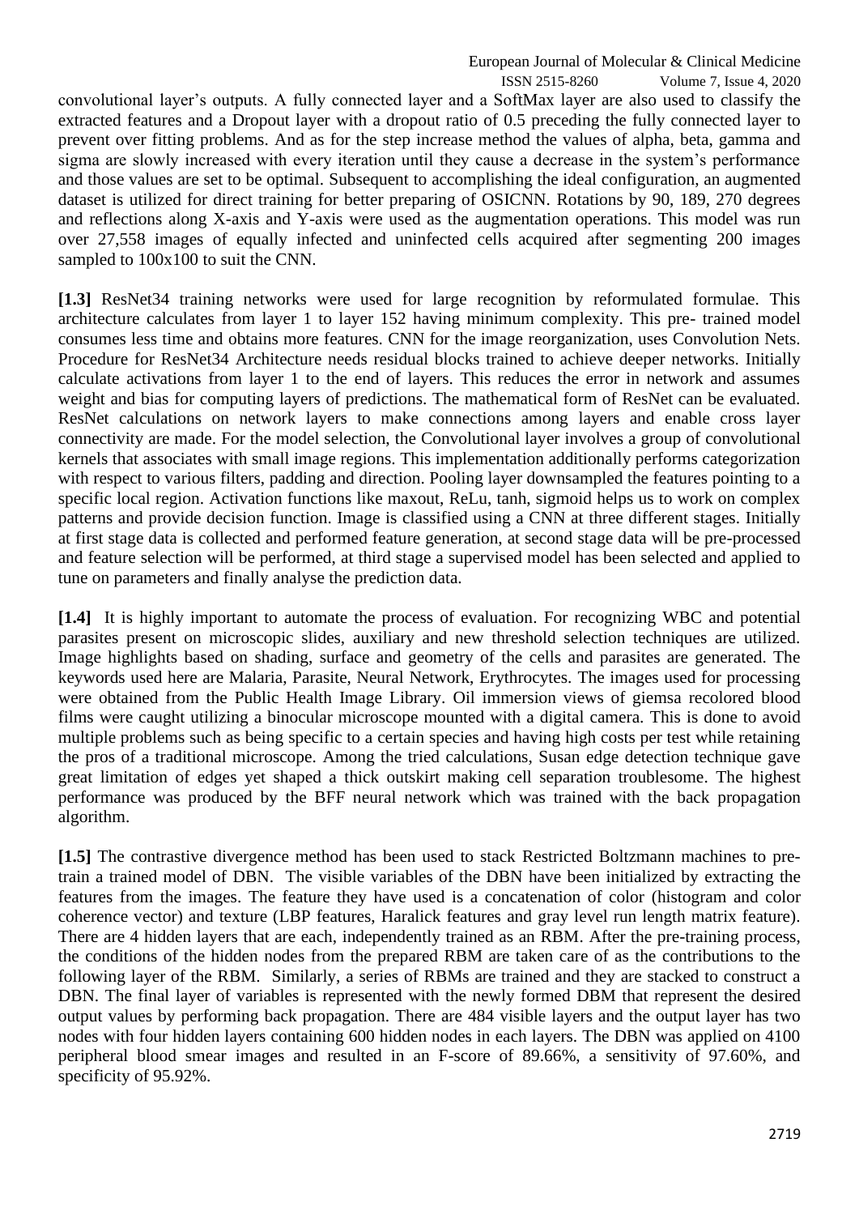convolutional layer's outputs. A fully connected layer and a SoftMax layer are also used to classify the extracted features and a Dropout layer with a dropout ratio of 0.5 preceding the fully connected layer to prevent over fitting problems. And as for the step increase method the values of alpha, beta, gamma and sigma are slowly increased with every iteration until they cause a decrease in the system's performance and those values are set to be optimal. Subsequent to accomplishing the ideal configuration, an augmented dataset is utilized for direct training for better preparing of OSICNN. Rotations by 90, 189, 270 degrees and reflections along X-axis and Y-axis were used as the augmentation operations. This model was run over 27,558 images of equally infected and uninfected cells acquired after segmenting 200 images sampled to 100x100 to suit the CNN.

**[1.3]** ResNet34 training networks were used for large recognition by reformulated formulae. This architecture calculates from layer 1 to layer 152 having minimum complexity. This pre- trained model consumes less time and obtains more features. CNN for the image reorganization, uses Convolution Nets. Procedure for ResNet34 Architecture needs residual blocks trained to achieve deeper networks. Initially calculate activations from layer 1 to the end of layers. This reduces the error in network and assumes weight and bias for computing layers of predictions. The mathematical form of ResNet can be evaluated. ResNet calculations on network layers to make connections among layers and enable cross layer connectivity are made. For the model selection, the Convolutional layer involves a group of convolutional kernels that associates with small image regions. This implementation additionally performs categorization with respect to various filters, padding and direction. Pooling layer downsampled the features pointing to a specific local region. Activation functions like maxout, ReLu, tanh, sigmoid helps us to work on complex patterns and provide decision function. Image is classified using a CNN at three different stages. Initially at first stage data is collected and performed feature generation, at second stage data will be pre-processed and feature selection will be performed, at third stage a supervised model has been selected and applied to tune on parameters and finally analyse the prediction data.

**[1.4]** It is highly important to automate the process of evaluation. For recognizing WBC and potential parasites present on microscopic slides, auxiliary and new threshold selection techniques are utilized. Image highlights based on shading, surface and geometry of the cells and parasites are generated. The keywords used here are Malaria, Parasite, Neural Network, Erythrocytes. The images used for processing were obtained from the Public Health Image Library. Oil immersion views of giemsa recolored blood films were caught utilizing a binocular microscope mounted with a digital camera. This is done to avoid multiple problems such as being specific to a certain species and having high costs per test while retaining the pros of a traditional microscope. Among the tried calculations, Susan edge detection technique gave great limitation of edges yet shaped a thick outskirt making cell separation troublesome. The highest performance was produced by the BFF neural network which was trained with the back propagation algorithm.

**[1.5]** The contrastive divergence method has been used to stack Restricted Boltzmann machines to pre-train a trained model of DBN. The visible variables of the DBN have been initialized by extracting the features from the images. The feature they have used is a concatenation of color (histogram and color coherence vector) and texture (LBP features, Haralick features and gray level run length matrix feature). There are 4 hidden layers that are each, independently trained as an RBM. After the pre-training process, the conditions of the hidden nodes from the prepared RBM are taken care of as the contributions to the following layer of the RBM. Similarly, a series of RBMs are trained and they are stacked to construct a DBN. The final layer of variables is represented with the newly formed DBM that represent the desired output values by performing back propagation. There are 484 visible layers and the output layer has two nodes with four hidden layers containing 600 hidden nodes in each layers. The DBN was applied on 4100 peripheral blood smear images and resulted in an F-score of 89.66%, a sensitivity of 97.60%, and specificity of 95.92%.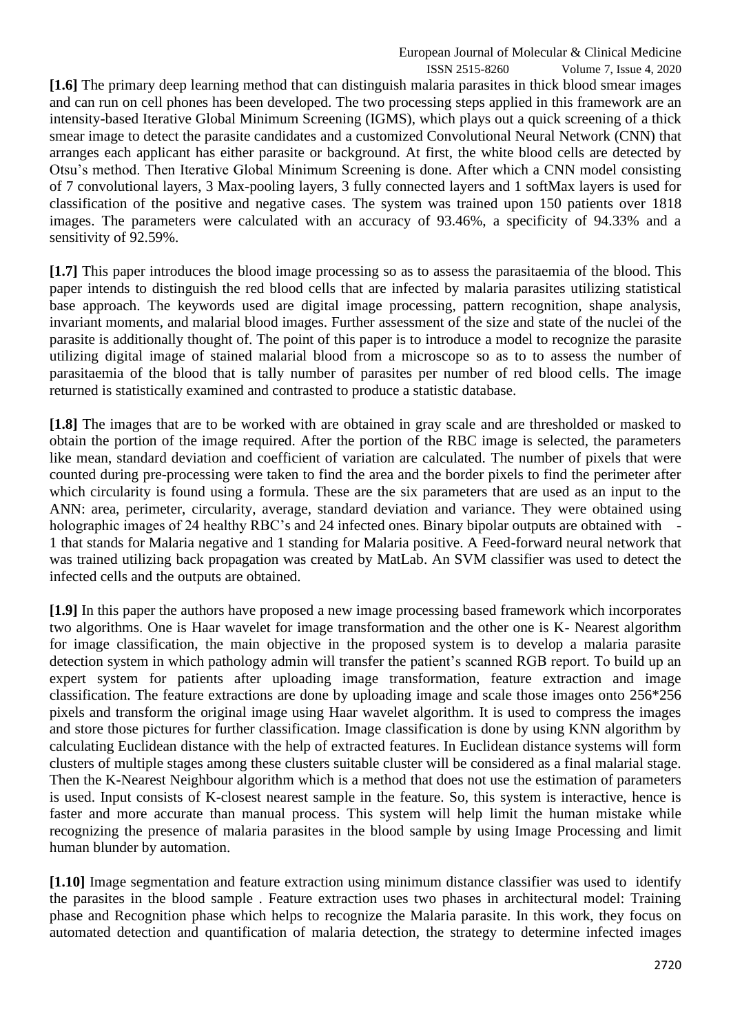**[1.6]** The primary deep learning method that can distinguish malaria parasites in thick blood smear images and can run on cell phones has been developed. The two processing steps applied in this framework are an intensity-based Iterative Global Minimum Screening (IGMS), which plays out a quick screening of a thick smear image to detect the parasite candidates and a customized Convolutional Neural Network (CNN) that arranges each applicant has either parasite or background. At first, the white blood cells are detected by Otsu's method. Then Iterative Global Minimum Screening is done. After which a CNN model consisting of 7 convolutional layers, 3 Max-pooling layers, 3 fully connected layers and 1 softMax layers is used for classification of the positive and negative cases. The system was trained upon 150 patients over 1818 images. The parameters were calculated with an accuracy of 93.46%, a specificity of 94.33% and a sensitivity of 92.59%.

**[1.7]** This paper introduces the blood image processing so as to assess the parasitaemia of the blood. This paper intends to distinguish the red blood cells that are infected by malaria parasites utilizing statistical base approach. The keywords used are digital image processing, pattern recognition, shape analysis, invariant moments, and malarial blood images. Further assessment of the size and state of the nuclei of the parasite is additionally thought of. The point of this paper is to introduce a model to recognize the parasite utilizing digital image of stained malarial blood from a microscope so as to to assess the number of parasitaemia of the blood that is tally number of parasites per number of red blood cells. The image returned is statistically examined and contrasted to produce a statistic database.

**[1.8]** The images that are to be worked with are obtained in gray scale and are thresholded or masked to obtain the portion of the image required. After the portion of the RBC image is selected, the parameters like mean, standard deviation and coefficient of variation are calculated. The number of pixels that were counted during pre-processing were taken to find the area and the border pixels to find the perimeter after which circularity is found using a formula. These are the six parameters that are used as an input to the ANN: area, perimeter, circularity, average, standard deviation and variance. They were obtained using holographic images of 24 healthy RBC's and 24 infected ones. Binary bipolar outputs are obtained with -1 that stands for Malaria negative and 1 standing for Malaria positive. A Feed-forward neural network that was trained utilizing back propagation was created by MatLab. An SVM classifier was used to detect the infected cells and the outputs are obtained.

**[1.9]** In this paper the authors have proposed a new image processing based framework which incorporates two algorithms. One is Haar wavelet for image transformation and the other one is K- Nearest algorithm for image classification, the main objective in the proposed system is to develop a malaria parasite detection system in which pathology admin will transfer the patient's scanned RGB report. To build up an expert system for patients after uploading image transformation, feature extraction and image classification. The feature extractions are done by uploading image and scale those images onto 256*256 pixels and transform the original image using Haar wavelet algorithm. It is used to compress the images and store those pictures for further classification. Image classification is done by using KNN algorithm by calculating Euclidean distance with the help of extracted features. In Euclidean distance systems will form clusters of multiple stages among these clusters suitable cluster will be considered as a final malarial stage. Then the K-Nearest Neighbour algorithm which is a method that does not use the estimation of parameters is used. Input consists of K-closest nearest sample in the feature. So, this system is interactive, hence is faster and more accurate than manual process. This system will help limit the human mistake while recognizing the presence of malaria parasites in the blood sample by using Image Processing and limit human blunder by automation.

**[1.10]** Image segmentation and feature extraction using minimum distance classifier was used to identify the parasites in the blood sample . Feature extraction uses two phases in architectural model: Training phase and Recognition phase which helps to recognize the Malaria parasite. In this work, they focus on automated detection and quantification of malaria detection, the strategy to determine infected images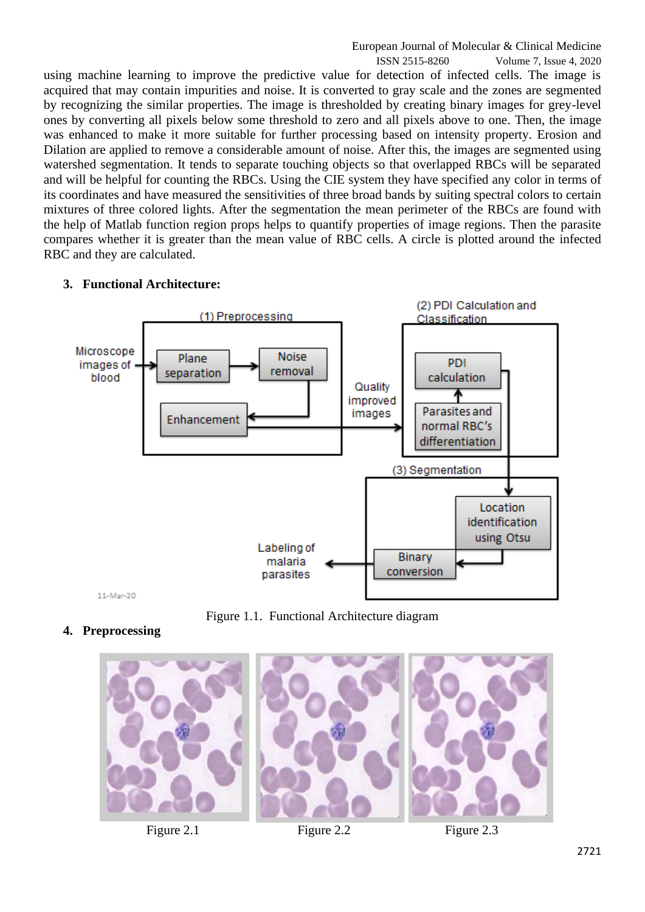using machine learning to improve the predictive value for detection of infected cells. The image is acquired that may contain impurities and noise. It is converted to gray scale and the zones are segmented by recognizing the similar properties. The image is thresholded by creating binary images for grey-level ones by converting all pixels below some threshold to zero and all pixels above to one. Then, the image was enhanced to make it more suitable for further processing based on intensity property. Erosion and Dilation are applied to remove a considerable amount of noise. After this, the images are segmented using watershed segmentation. It tends to separate touching objects so that overlapped RBCs will be separated and will be helpful for counting the RBCs. Using the CIE system they have specified any color in terms of its coordinates and have measured the sensitivities of three broad bands by suiting spectral colors to certain mixtures of three colored lights. After the segmentation the mean perimeter of the RBCs are found with the help of Matlab function region props helps to quantify properties of image regions. Then the parasite compares whether it is greater than the mean value of RBC cells. A circle is plotted around the infected RBC and they are calculated.

## 3. Functional Architecture:

Figure 1.1. Functional Architecture diagram

## 4. Preprocessing

Figure 2.1 Figure 2.2 Figure 2.3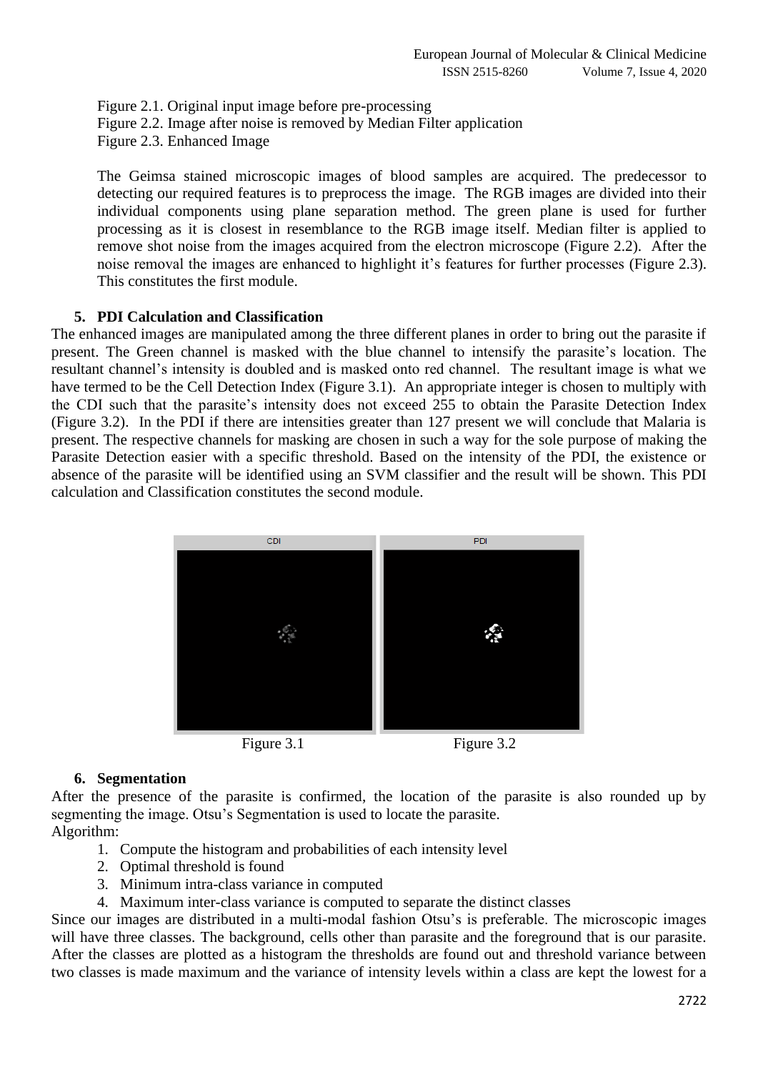Figure 2.1. Original input image before pre-processing
Figure 2.2. Image after noise is removed by Median Filter application
Figure 2.3. Enhanced Image

The Geimsa stained microscopic images of blood samples are acquired. The predecessor to detecting our required features is to preprocess the image. The RGB images are divided into their individual components using plane separation method. The green plane is used for further processing as it is closest in resemblance to the RGB image itself. Median filter is applied to remove shot noise from the images acquired from the electron microscope (Figure 2.2). After the noise removal the images are enhanced to highlight it's features for further processes (Figure 2.3). This constitutes the first module.

## 5. PDI Calculation and Classification

The enhanced images are manipulated among the three different planes in order to bring out the parasite if present. The Green channel is masked with the blue channel to intensify the parasite's location. The resultant channel's intensity is doubled and is masked onto red channel. The resultant image is what we have termed to be the Cell Detection Index (Figure 3.1). An appropriate integer is chosen to multiply with the CDI such that the parasite's intensity does not exceed 255 to obtain the Parasite Detection Index (Figure 3.2). In the PDI if there are intensities greater than 127 present we will conclude that Malaria is present. The respective channels for masking are chosen in such a way for the sole purpose of making the Parasite Detection easier with a specific threshold. Based on the intensity of the PDI, the existence or absence of the parasite will be identified using an SVM classifier and the result will be shown. This PDI calculation and Classification constitutes the second module.

Figure 3.1 Figure 3.2

## 6. Segmentation

After the presence of the parasite is confirmed, the location of the parasite is also rounded up by segmenting the image. Otsu's Segmentation is used to locate the parasite.
Algorithm:

1. Compute the histogram and probabilities of each intensity level
2. Optimal threshold is found
3. Minimum intra-class variance in computed
4. Maximum inter-class variance is computed to separate the distinct classes

Since our images are distributed in a multi-modal fashion Otsu's is preferable. The microscopic images will have three classes. The background, cells other than parasite and the foreground that is our parasite. After the classes are plotted as a histogram the thresholds are found out and threshold variance between two classes is made maximum and the variance of intensity levels within a class are kept the lowest for a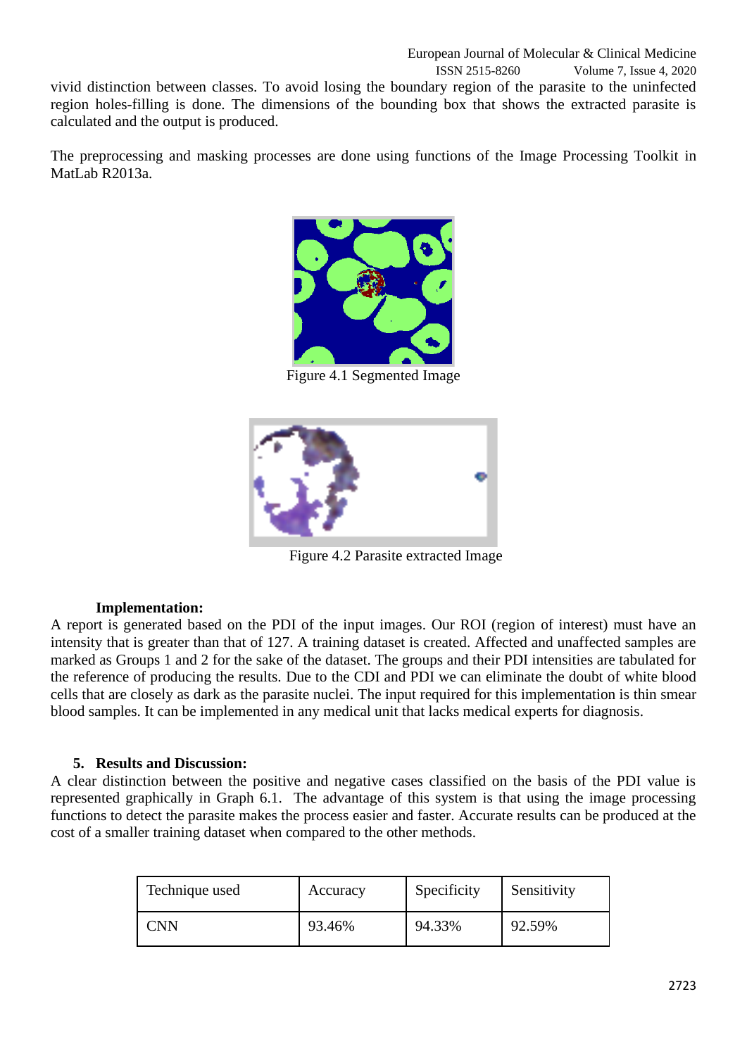vivid distinction between classes. To avoid losing the boundary region of the parasite to the uninfected region holes-filling is done. The dimensions of the bounding box that shows the extracted parasite is calculated and the output is produced.

The preprocessing and masking processes are done using functions of the Image Processing Toolkit in MatLab R2013a.

Figure 4.1 Segmented Image

Figure 4.2 Parasite extracted Image

### Implementation:

A report is generated based on the PDI of the input images. Our ROI (region of interest) must have an intensity that is greater than that of 127. A training dataset is created. Affected and unaffected samples are marked as Groups 1 and 2 for the sake of the dataset. The groups and their PDI intensities are tabulated for the reference of producing the results. Due to the CDI and PDI we can eliminate the doubt of white blood cells that are closely as dark as the parasite nuclei. The input required for this implementation is thin smear blood samples. It can be implemented in any medical unit that lacks medical experts for diagnosis.

## 5. Results and Discussion:

A clear distinction between the positive and negative cases classified on the basis of the PDI value is represented graphically in Graph 6.1. The advantage of this system is that using the image processing functions to detect the parasite makes the process easier and faster. Accurate results can be produced at the cost of a smaller training dataset when compared to the other methods.

| Technique used | Accuracy | Specificity | Sensitivity |
|---|---|---|---|
| CNN | 93.46% | 94.33% | 92.59% |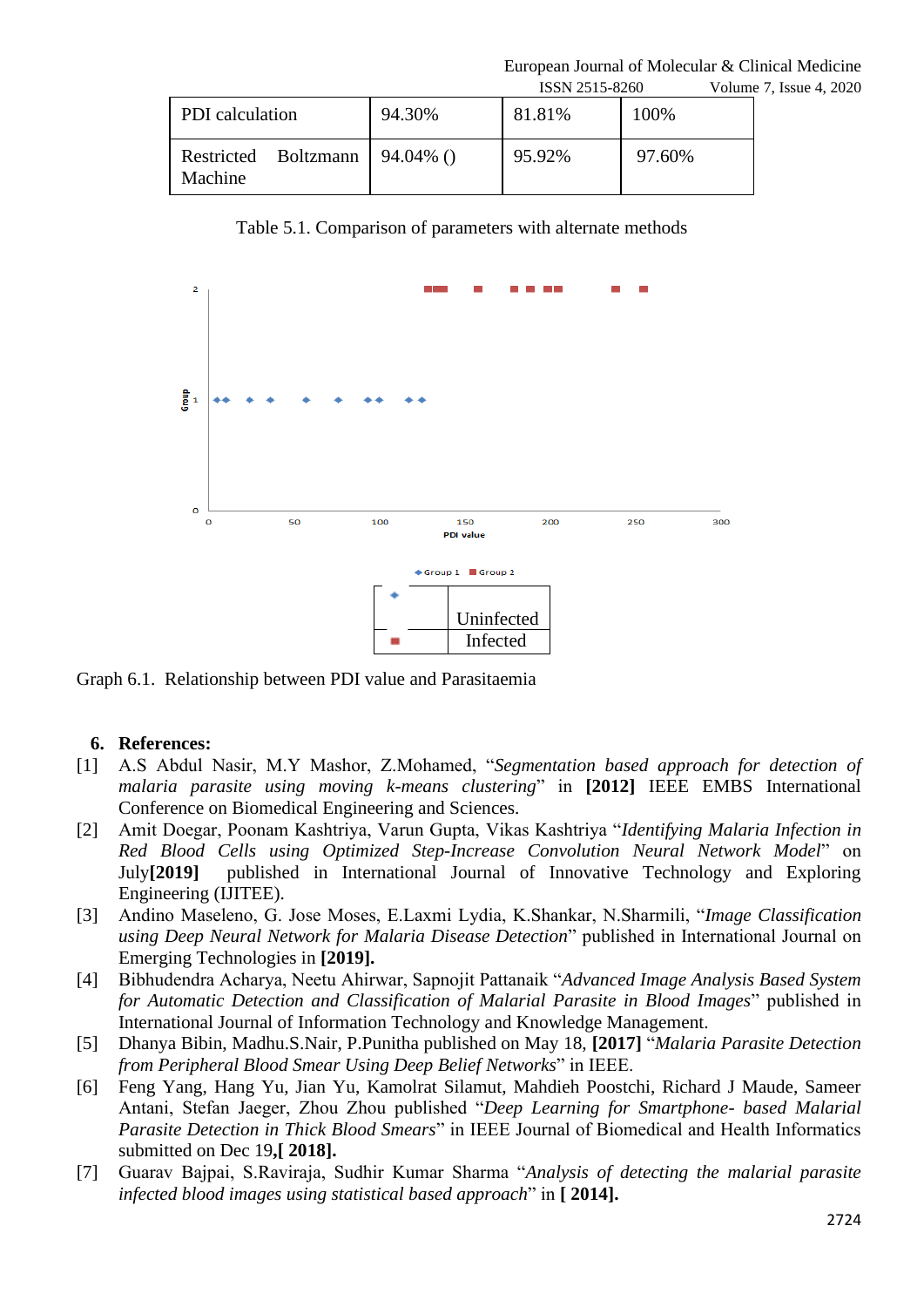| PDI calculation | 94.30% | 81.81% | 100% |
|---|---|---|---|
| Restricted Boltzmann Machine | 94.04% () | 95.92% | 97.60% |

Table 5.1. Comparison of parameters with alternate methods

| | |
|---|---|
| ◆ | Uninfected |
| ■ | Infected |

Graph 6.1. Relationship between PDI value and Parasitaemia

## 6. References:

[1] A.S Abdul Nasir, M.Y Mashor, Z.Mohamed, "*Segmentation based approach for detection of malaria parasite using moving k-means clustering*" in **[2012]** IEEE EMBS International Conference on Biomedical Engineering and Sciences.

[2] Amit Doegar, Poonam Kashtriya, Varun Gupta, Vikas Kashtriya "*Identifying Malaria Infection in Red Blood Cells using Optimized Step-Increase Convolution Neural Network Model*" on July**[2019]** published in International Journal of Innovative Technology and Exploring Engineering (IJITEE).

[3] Andino Maseleno, G. Jose Moses, E.Laxmi Lydia, K.Shankar, N.Sharmili, "*Image Classification using Deep Neural Network for Malaria Disease Detection*" published in International Journal on Emerging Technologies in **[2019].**

[4] Bibhudendra Acharya, Neetu Ahirwar, Sapnojit Pattanaik "*Advanced Image Analysis Based System for Automatic Detection and Classification of Malarial Parasite in Blood Images*" published in International Journal of Information Technology and Knowledge Management.

[5] Dhanya Bibin, Madhu.S.Nair, P.Punitha published on May 18, **[2017]** "*Malaria Parasite Detection from Peripheral Blood Smear Using Deep Belief Networks*" in IEEE.

[6] Feng Yang, Hang Yu, Jian Yu, Kamolrat Silamut, Mahdieh Poostchi, Richard J Maude, Sameer Antani, Stefan Jaeger, Zhou Zhou published "*Deep Learning for Smartphone- based Malarial Parasite Detection in Thick Blood Smears*" in IEEE Journal of Biomedical and Health Informatics submitted on Dec 19**,[ 2018].**

[7] Guarav Bajpai, S.Raviraja, Sudhir Kumar Sharma "*Analysis of detecting the malarial parasite infected blood images using statistical based approach*" in **[ 2014].**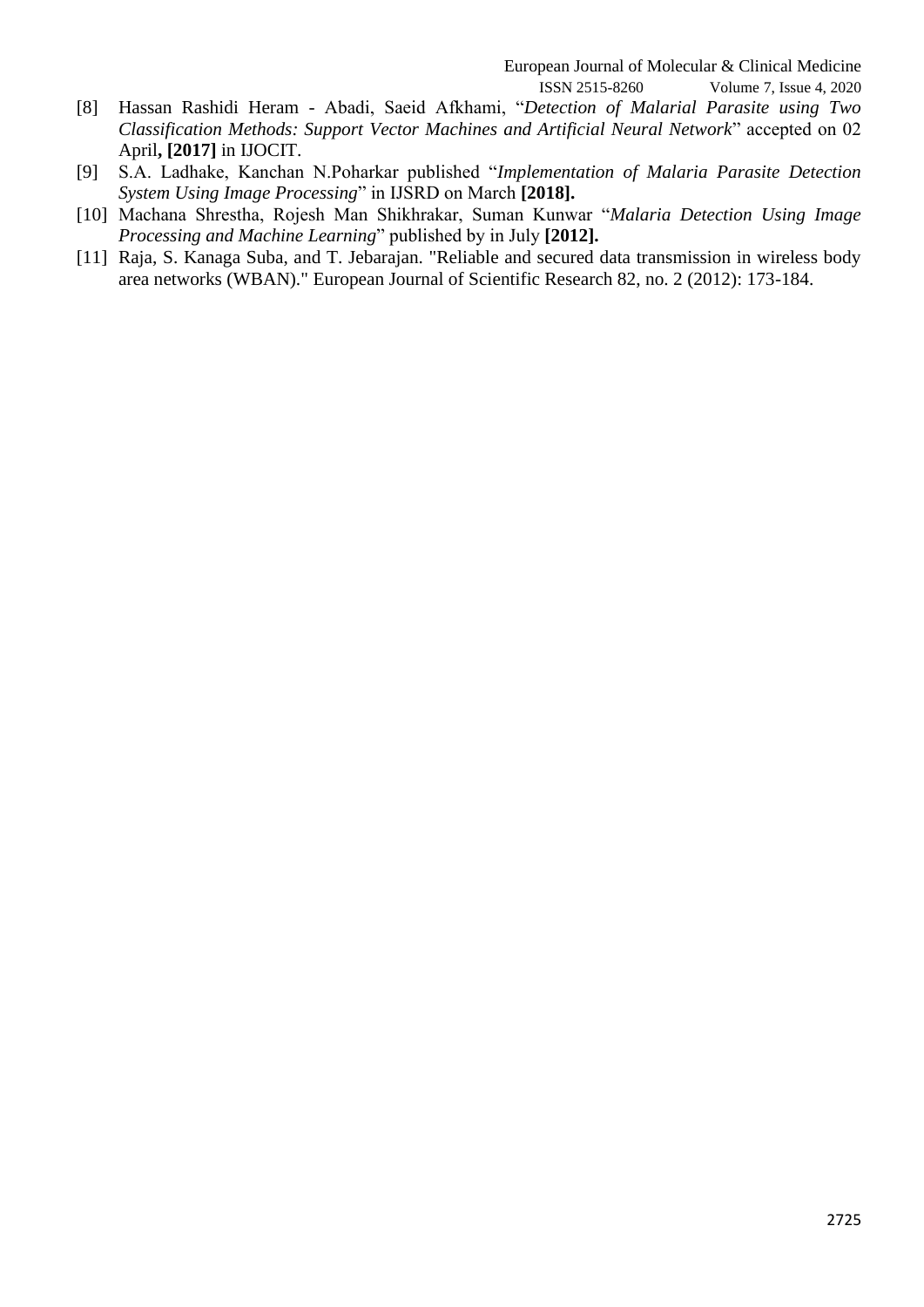[8] Hassan Rashidi Heram - Abadi, Saeid Afkhami, "*Detection of Malarial Parasite using Two Classification Methods: Support Vector Machines and Artificial Neural Network*" accepted on 02 April**, [2017]** in IJOCIT.

[9] S.A. Ladhake, Kanchan N.Poharkar published "*Implementation of Malaria Parasite Detection System Using Image Processing*" in IJSRD on March **[2018].**

[10] Machana Shrestha, Rojesh Man Shikhrakar, Suman Kunwar "*Malaria Detection Using Image Processing and Machine Learning*" published by in July **[2012].**

[11] Raja, S. Kanaga Suba, and T. Jebarajan. "Reliable and secured data transmission in wireless body area networks (WBAN)." European Journal of Scientific Research 82, no. 2 (2012): 173-184.